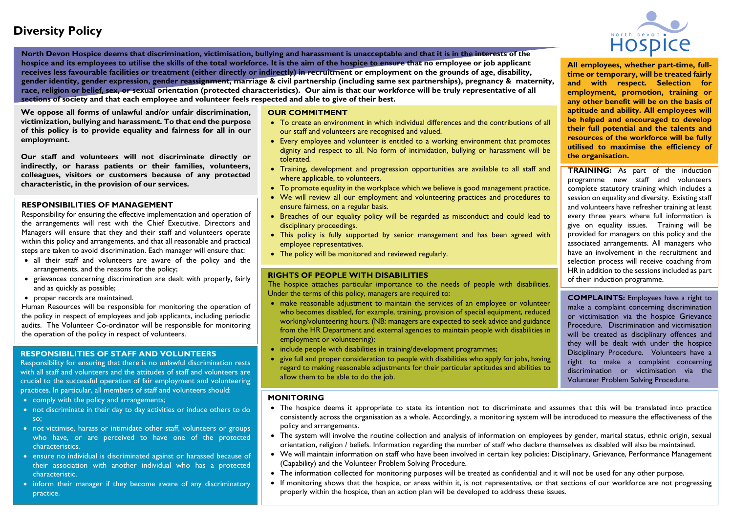# Diversity Policy

**North Devon Hospice deems that discrimination, victimisation, bullying and harassment is unacceptable and that it is in the interests of the hospice and its employees to utilise the skills of the total workforce. It is the aim of the hospice to ensure that no employee or job applicant receives less favourable facilities or treatment (either directly or indirectly) in recruitment or employment on the grounds of age, disability, gender identity, gender expression, gender reassignment, marriage & civil partnership (including same sex partnerships), pregnancy & maternity, race, religion or belief, sex, or sexual orientation (protected characteristics). Our aim is that our workforce will be truly representative of all sections of society and that each employee and volunteer feels respected and able to give of their best.**

**We oppose all forms of unlawful and/or unfair discrimination, victimization, bullying and harassment. To that end the purpose of this policy is to provide equality and fairness for all in our employment.**

**Our staff and volunteers will not discriminate directly or indirectly, or harass patients or their families, volunteers, colleagues, visitors or customers because of any protected characteristic, in the provision of our services.**

## RESPONSIBILITIES OF MANAGEMENT

Responsibility for ensuring the effective implementation and operation of the arrangements will rest with the Chief Executive. Directors and Managers will ensure that they and their staff and volunteers operate within this policy and arrangements, and that all reasonable and practical steps are taken to avoid discrimination. Each manager will ensure that:

- all their staff and volunteers are aware of the policy and the arrangements, and the reasons for the policy;
- grievances concerning discrimination are dealt with properly, fairly and as quickly as possible;
- proper records are maintained.

Human Resources will be responsible for monitoring the operation of the policy in respect of employees and job applicants, including periodic audits. The Volunteer Co-ordinator will be responsible for monitoring the operation of the policy in respect of volunteers.

## RESPONSIBILITIES OF STAFF AND VOLUNTEERS

Responsibility for ensuring that there is no unlawful discrimination rests with all staff and volunteers and the attitudes of staff and volunteers are crucial to the successful operation of fair employment and volunteering practices. In particular, all members of staff and volunteers should:

- comply with the policy and arrangements;
- not discriminate in their day to day activities or induce others to do so;
- not victimise, harass or intimidate other staff, volunteers or groups who have, or are perceived to have one of the protected characteristics.
- ensure no individual is discriminated against or harassed because of their association with another individual who has a protected characteristic.
- inform their manager if they become aware of any discriminatory practice.

## OUR COMMITMENT

- To create an environment in which individual differences and the contributions of all our staff and volunteers are recognised and valued.
- Every employee and volunteer is entitled to a working environment that promotes dignity and respect to all. No form of intimidation, bullying or harassment will be tolerated.
- Training, development and progression opportunities are available to all staff and where applicable, to volunteers.
- To promote equality in the workplace which we believe is good management practice.
- We will review all our employment and volunteering practices and procedures to ensure fairness, on a regular basis.
- Breaches of our equality policy will be regarded as misconduct and could lead to disciplinary proceedings.
- This policy is fully supported by senior management and has been agreed with employee representatives.
- The policy will be monitored and reviewed regularly.

## RIGHTS OF PEOPLE WITH DISABILITIES

The hospice attaches particular importance to the needs of people with disabilities. Under the terms of this policy, managers are required to:

- make reasonable adjustment to maintain the services of an employee or volunteer who becomes disabled, for example, training, provision of special equipment, reduced working/volunteering hours. (NB: managers are expected to seek advice and guidance from the HR Department and external agencies to maintain people with disabilities in employment or volunteering);
- include people with disabilities in training/development programmes;
- give full and proper consideration to people with disabilities who apply for jobs, having regard to making reasonable adjustments for their particular aptitudes and abilities to allow them to be able to do the job.

**All employees, whether part-time, full-time or temporary, will be treated fairly and with respect. Selection for employment, promotion, training or any other benefit will be on the basis of aptitude and ability. All employees will be helped and encouraged to develop their full potential and the talents and resources of the workforce will be fully utilised to maximise the efficiency of the organisation.**

**TRAINING:** As part of the induction programme new staff and volunteers complete statutory training which includes a session on equality and diversity. Existing staff and volunteers have refresher training at least every three years where full information is give on equality issues. Training will be provided for managers on this policy and the associated arrangements. All managers who have an involvement in the recruitment and selection process will receive coaching from HR in addition to the sessions included as part of their induction programme.

**COMPLAINTS:** Employees have a right to make a complaint concerning discrimination or victimisation via the hospice Grievance Procedure. Discrimination and victimisation will be treated as disciplinary offences and they will be dealt with under the hospice Disciplinary Procedure. Volunteers have a right to make a complaint concerning discrimination or victimisation via the Volunteer Problem Solving Procedure.

## MONITORING

- The hospice deems it appropriate to state its intention not to discriminate and assumes that this will be translated into practice consistently across the organisation as a whole. Accordingly, a monitoring system will be introduced to measure the effectiveness of the policy and arrangements.
- The system will involve the routine collection and analysis of information on employees by gender, marital status, ethnic origin, sexual orientation, religion / beliefs. Information regarding the number of staff who declare themselves as disabled will also be maintained.
- We will maintain information on staff who have been involved in certain key policies: Disciplinary, Grievance, Performance Management (Capability) and the Volunteer Problem Solving Procedure.
- The information collected for monitoring purposes will be treated as confidential and it will not be used for any other purpose.
- If monitoring shows that the hospice, or areas within it, is not representative, or that sections of our workforce are not progressing properly within the hospice, then an action plan will be developed to address these issues.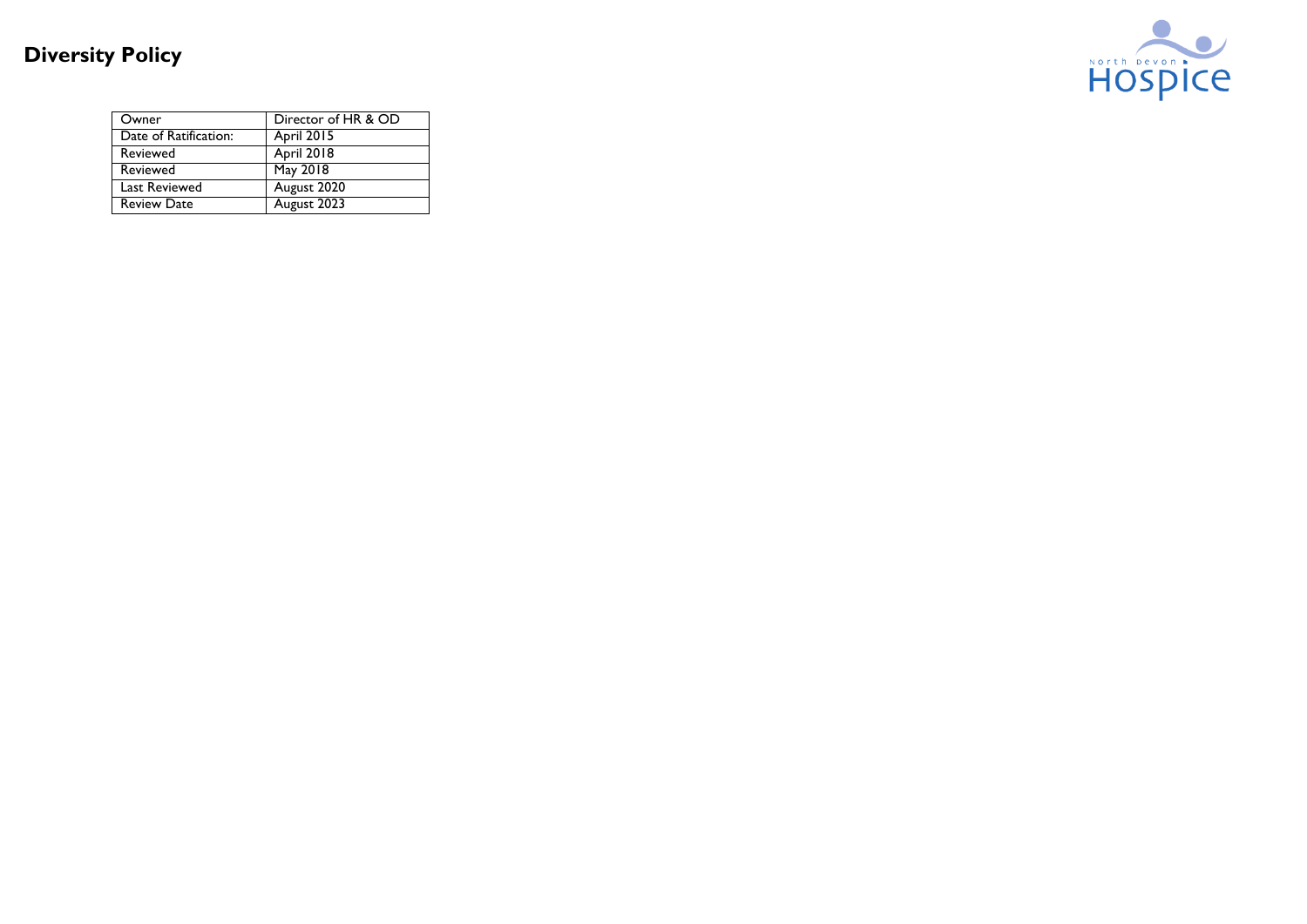# Diversity Policy

| | |
|---|---|
| Owner | Director of HR & OD |
| Date of Ratification: | April 2015 |
| Reviewed | April 2018 |
| Reviewed | May 2018 |
| Last Reviewed | August 2020 |
| Review Date | August 2023 |